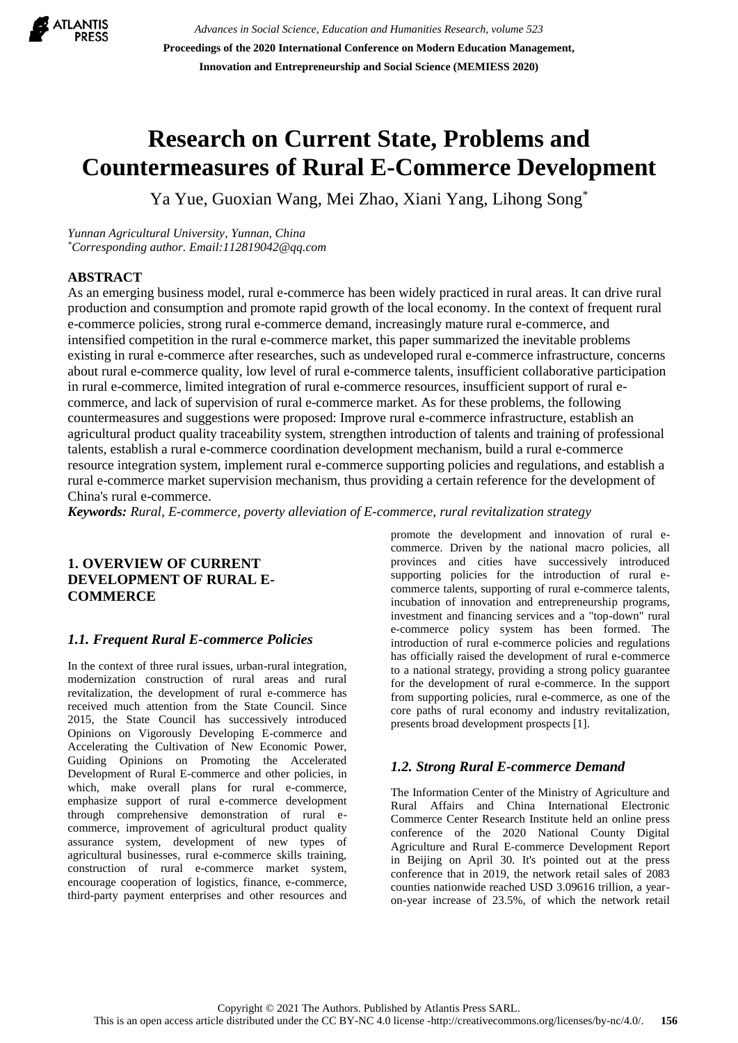# Research on Current State, Problems and Countermeasures of Rural E-Commerce Development

Ya Yue, Guoxian Wang, Mei Zhao, Xiani Yang, Lihong Song*

*Yunnan Agricultural University, Yunnan, China*
*\*Corresponding author. Email:112819042@qq.com*

## ABSTRACT

As an emerging business model, rural e-commerce has been widely practiced in rural areas. It can drive rural production and consumption and promote rapid growth of the local economy. In the context of frequent rural e-commerce policies, strong rural e-commerce demand, increasingly mature rural e-commerce, and intensified competition in the rural e-commerce market, this paper summarized the inevitable problems existing in rural e-commerce after researches, such as undeveloped rural e-commerce infrastructure, concerns about rural e-commerce quality, low level of rural e-commerce talents, insufficient collaborative participation in rural e-commerce, limited integration of rural e-commerce resources, insufficient support of rural e-commerce, and lack of supervision of rural e-commerce market. As for these problems, the following countermeasures and suggestions were proposed: Improve rural e-commerce infrastructure, establish an agricultural product quality traceability system, strengthen introduction of talents and training of professional talents, establish a rural e-commerce coordination development mechanism, build a rural e-commerce resource integration system, implement rural e-commerce supporting policies and regulations, and establish a rural e-commerce market supervision mechanism, thus providing a certain reference for the development of China's rural e-commerce.

***Keywords:*** *Rural, E-commerce, poverty alleviation of E-commerce, rural revitalization strategy*

## 1. OVERVIEW OF CURRENT DEVELOPMENT OF RURAL E-COMMERCE

### *1.1. Frequent Rural E-commerce Policies*

In the context of three rural issues, urban-rural integration, modernization construction of rural areas and rural revitalization, the development of rural e-commerce has received much attention from the State Council. Since 2015, the State Council has successively introduced Opinions on Vigorously Developing E-commerce and Accelerating the Cultivation of New Economic Power, Guiding Opinions on Promoting the Accelerated Development of Rural E-commerce and other policies, in which, make overall plans for rural e-commerce, emphasize support of rural e-commerce development through comprehensive demonstration of rural e-commerce, improvement of agricultural product quality assurance system, development of new types of agricultural businesses, rural e-commerce skills training, construction of rural e-commerce market system, encourage cooperation of logistics, finance, e-commerce, third-party payment enterprises and other resources and promote the development and innovation of rural e-commerce. Driven by the national macro policies, all provinces and cities have successively introduced supporting policies for the introduction of rural e-commerce talents, supporting of rural e-commerce talents, incubation of innovation and entrepreneurship programs, investment and financing services and a "top-down" rural e-commerce policy system has been formed. The introduction of rural e-commerce policies and regulations has officially raised the development of rural e-commerce to a national strategy, providing a strong policy guarantee for the development of rural e-commerce. In the support from supporting policies, rural e-commerce, as one of the core paths of rural economy and industry revitalization, presents broad development prospects [1].

### *1.2. Strong Rural E-commerce Demand*

The Information Center of the Ministry of Agriculture and Rural Affairs and China International Electronic Commerce Center Research Institute held an online press conference of the 2020 National County Digital Agriculture and Rural E-commerce Development Report in Beijing on April 30. It's pointed out at the press conference that in 2019, the network retail sales of 2083 counties nationwide reached USD 3.09616 trillion, a year-on-year increase of 23.5%, of which the network retail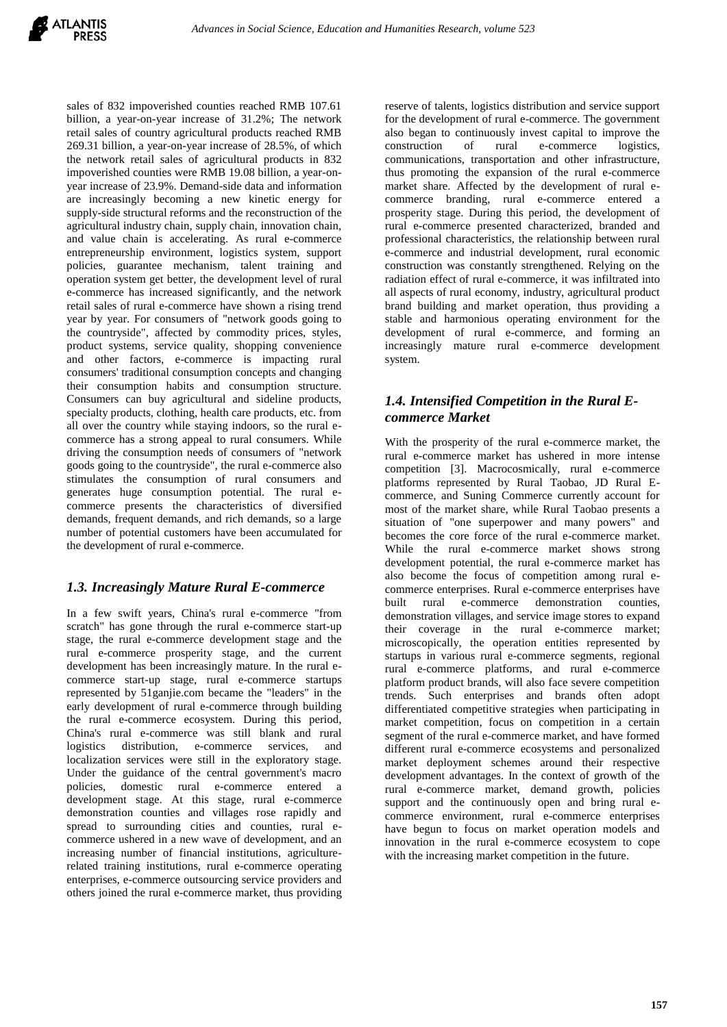sales of 832 impoverished counties reached RMB 107.61 billion, a year-on-year increase of 31.2%; The network retail sales of country agricultural products reached RMB 269.31 billion, a year-on-year increase of 28.5%, of which the network retail sales of agricultural products in 832 impoverished counties were RMB 19.08 billion, a year-on-year increase of 23.9%. Demand-side data and information are increasingly becoming a new kinetic energy for supply-side structural reforms and the reconstruction of the agricultural industry chain, supply chain, innovation chain, and value chain is accelerating. As rural e-commerce entrepreneurship environment, logistics system, support policies, guarantee mechanism, talent training and operation system get better, the development level of rural e-commerce has increased significantly, and the network retail sales of rural e-commerce have shown a rising trend year by year. For consumers of "network goods going to the countryside", affected by commodity prices, styles, product systems, service quality, shopping convenience and other factors, e-commerce is impacting rural consumers' traditional consumption concepts and changing their consumption habits and consumption structure. Consumers can buy agricultural and sideline products, specialty products, clothing, health care products, etc. from all over the country while staying indoors, so the rural e-commerce has a strong appeal to rural consumers. While driving the consumption needs of consumers of "network goods going to the countryside", the rural e-commerce also stimulates the consumption of rural consumers and generates huge consumption potential. The rural e-commerce presents the characteristics of diversified demands, frequent demands, and rich demands, so a large number of potential customers have been accumulated for the development of rural e-commerce.

### *1.3. Increasingly Mature Rural E-commerce*

In a few swift years, China's rural e-commerce "from scratch" has gone through the rural e-commerce start-up stage, the rural e-commerce development stage and the rural e-commerce prosperity stage, and the current development has been increasingly mature. In the rural e-commerce start-up stage, rural e-commerce startups represented by 51ganjie.com became the "leaders" in the early development of rural e-commerce through building the rural e-commerce ecosystem. During this period, China's rural e-commerce was still blank and rural logistics distribution, e-commerce services, and localization services were still in the exploratory stage. Under the guidance of the central government's macro policies, domestic rural e-commerce entered a development stage. At this stage, rural e-commerce demonstration counties and villages rose rapidly and spread to surrounding cities and counties, rural e-commerce ushered in a new wave of development, and an increasing number of financial institutions, agriculture-related training institutions, rural e-commerce operating enterprises, e-commerce outsourcing service providers and others joined the rural e-commerce market, thus providing reserve of talents, logistics distribution and service support for the development of rural e-commerce. The government also began to continuously invest capital to improve the construction of rural e-commerce logistics, communications, transportation and other infrastructure, thus promoting the expansion of the rural e-commerce market share. Affected by the development of rural e-commerce branding, rural e-commerce entered a prosperity stage. During this period, the development of rural e-commerce presented characterized, branded and professional characteristics, the relationship between rural e-commerce and industrial development, rural economic construction was constantly strengthened. Relying on the radiation effect of rural e-commerce, it was infiltrated into all aspects of rural economy, industry, agricultural product brand building and market operation, thus providing a stable and harmonious operating environment for the development of rural e-commerce, and forming an increasingly mature rural e-commerce development system.

### *1.4. Intensified Competition in the Rural E-commerce Market*

With the prosperity of the rural e-commerce market, the rural e-commerce market has ushered in more intense competition [3]. Macrocosmically, rural e-commerce platforms represented by Rural Taobao, JD Rural E-commerce, and Suning Commerce currently account for most of the market share, while Rural Taobao presents a situation of "one superpower and many powers" and becomes the core force of the rural e-commerce market. While the rural e-commerce market shows strong development potential, the rural e-commerce market has also become the focus of competition among rural e-commerce enterprises. Rural e-commerce enterprises have built rural e-commerce demonstration counties, demonstration villages, and service image stores to expand their coverage in the rural e-commerce market; microscopically, the operation entities represented by startups in various rural e-commerce segments, regional rural e-commerce platforms, and rural e-commerce platform product brands, will also face severe competition trends. Such enterprises and brands often adopt differentiated competitive strategies when participating in market competition, focus on competition in a certain segment of the rural e-commerce market, and have formed different rural e-commerce ecosystems and personalized market deployment schemes around their respective development advantages. In the context of growth of the rural e-commerce market, demand growth, policies support and the continuously open and bring rural e-commerce environment, rural e-commerce enterprises have begun to focus on market operation models and innovation in the rural e-commerce ecosystem to cope with the increasing market competition in the future.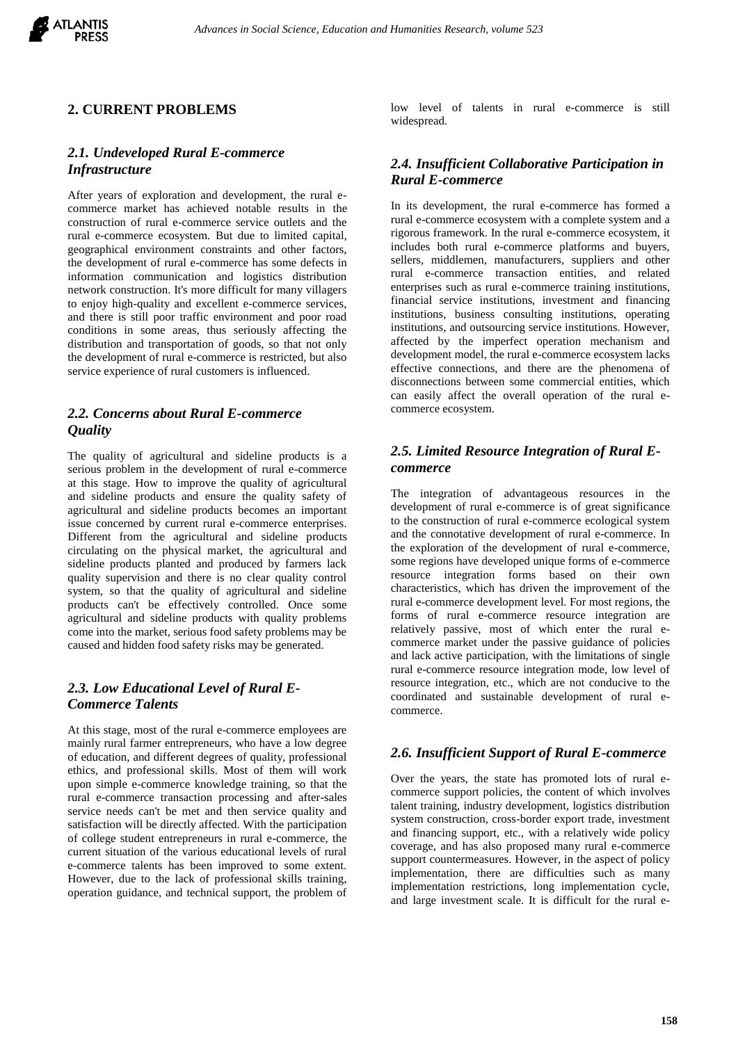## 2. CURRENT PROBLEMS

### *2.1. Undeveloped Rural E-commerce Infrastructure*

After years of exploration and development, the rural e-commerce market has achieved notable results in the construction of rural e-commerce service outlets and the rural e-commerce ecosystem. But due to limited capital, geographical environment constraints and other factors, the development of rural e-commerce has some defects in information communication and logistics distribution network construction. It's more difficult for many villagers to enjoy high-quality and excellent e-commerce services, and there is still poor traffic environment and poor road conditions in some areas, thus seriously affecting the distribution and transportation of goods, so that not only the development of rural e-commerce is restricted, but also service experience of rural customers is influenced.

### *2.2. Concerns about Rural E-commerce Quality*

The quality of agricultural and sideline products is a serious problem in the development of rural e-commerce at this stage. How to improve the quality of agricultural and sideline products and ensure the quality safety of agricultural and sideline products becomes an important issue concerned by current rural e-commerce enterprises. Different from the agricultural and sideline products circulating on the physical market, the agricultural and sideline products planted and produced by farmers lack quality supervision and there is no clear quality control system, so that the quality of agricultural and sideline products can't be effectively controlled. Once some agricultural and sideline products with quality problems come into the market, serious food safety problems may be caused and hidden food safety risks may be generated.

### *2.3. Low Educational Level of Rural E-Commerce Talents*

At this stage, most of the rural e-commerce employees are mainly rural farmer entrepreneurs, who have a low degree of education, and different degrees of quality, professional ethics, and professional skills. Most of them will work upon simple e-commerce knowledge training, so that the rural e-commerce transaction processing and after-sales service needs can't be met and then service quality and satisfaction will be directly affected. With the participation of college student entrepreneurs in rural e-commerce, the current situation of the various educational levels of rural e-commerce talents has been improved to some extent. However, due to the lack of professional skills training, operation guidance, and technical support, the problem of low level of talents in rural e-commerce is still widespread.

### *2.4. Insufficient Collaborative Participation in Rural E-commerce*

In its development, the rural e-commerce has formed a rural e-commerce ecosystem with a complete system and a rigorous framework. In the rural e-commerce ecosystem, it includes both rural e-commerce platforms and buyers, sellers, middlemen, manufacturers, suppliers and other rural e-commerce transaction entities, and related enterprises such as rural e-commerce training institutions, financial service institutions, investment and financing institutions, business consulting institutions, operating institutions, and outsourcing service institutions. However, affected by the imperfect operation mechanism and development model, the rural e-commerce ecosystem lacks effective connections, and there are the phenomena of disconnections between some commercial entities, which can easily affect the overall operation of the rural e-commerce ecosystem.

### *2.5. Limited Resource Integration of Rural E-commerce*

The integration of advantageous resources in the development of rural e-commerce is of great significance to the construction of rural e-commerce ecological system and the connotative development of rural e-commerce. In the exploration of the development of rural e-commerce, some regions have developed unique forms of e-commerce resource integration forms based on their own characteristics, which has driven the improvement of the rural e-commerce development level. For most regions, the forms of rural e-commerce resource integration are relatively passive, most of which enter the rural e-commerce market under the passive guidance of policies and lack active participation, with the limitations of single rural e-commerce resource integration mode, low level of resource integration, etc., which are not conducive to the coordinated and sustainable development of rural e-commerce.

### *2.6. Insufficient Support of Rural E-commerce*

Over the years, the state has promoted lots of rural e-commerce support policies, the content of which involves talent training, industry development, logistics distribution system construction, cross-border export trade, investment and financing support, etc., with a relatively wide policy coverage, and has also proposed many rural e-commerce support countermeasures. However, in the aspect of policy implementation, there are difficulties such as many implementation restrictions, long implementation cycle, and large investment scale. It is difficult for the rural e-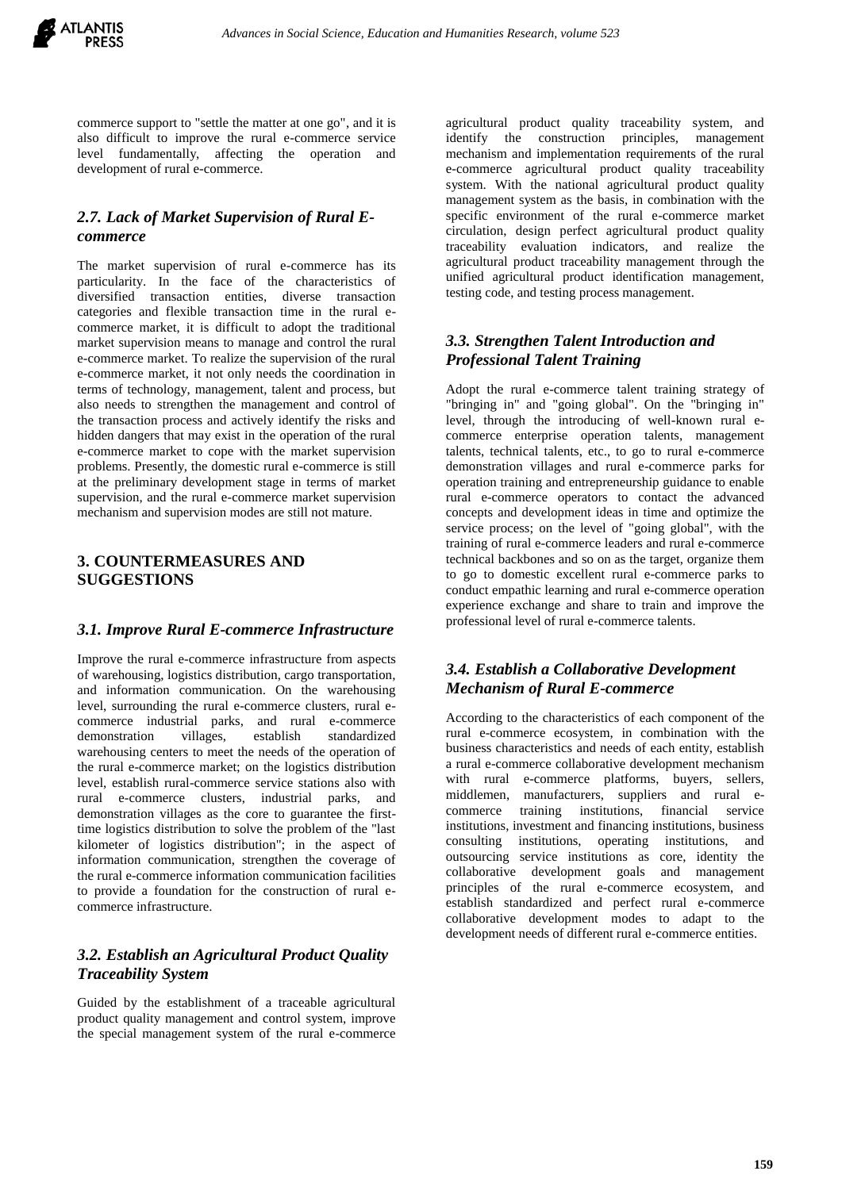commerce support to "settle the matter at one go", and it is also difficult to improve the rural e-commerce service level fundamentally, affecting the operation and development of rural e-commerce.

### *2.7. Lack of Market Supervision of Rural E-commerce*

The market supervision of rural e-commerce has its particularity. In the face of the characteristics of diversified transaction entities, diverse transaction categories and flexible transaction time in the rural e-commerce market, it is difficult to adopt the traditional market supervision means to manage and control the rural e-commerce market. To realize the supervision of the rural e-commerce market, it not only needs the coordination in terms of technology, management, talent and process, but also needs to strengthen the management and control of the transaction process and actively identify the risks and hidden dangers that may exist in the operation of the rural e-commerce market to cope with the market supervision problems. Presently, the domestic rural e-commerce is still at the preliminary development stage in terms of market supervision, and the rural e-commerce market supervision mechanism and supervision modes are still not mature.

## 3. COUNTERMEASURES AND SUGGESTIONS

### *3.1. Improve Rural E-commerce Infrastructure*

Improve the rural e-commerce infrastructure from aspects of warehousing, logistics distribution, cargo transportation, and information communication. On the warehousing level, surrounding the rural e-commerce clusters, rural e-commerce industrial parks, and rural e-commerce demonstration villages, establish standardized warehousing centers to meet the needs of the operation of the rural e-commerce market; on the logistics distribution level, establish rural-commerce service stations also with rural e-commerce clusters, industrial parks, and demonstration villages as the core to guarantee the first-time logistics distribution to solve the problem of the "last kilometer of logistics distribution"; in the aspect of information communication, strengthen the coverage of the rural e-commerce information communication facilities to provide a foundation for the construction of rural e-commerce infrastructure.

### *3.2. Establish an Agricultural Product Quality Traceability System*

Guided by the establishment of a traceable agricultural product quality management and control system, improve the special management system of the rural e-commerce agricultural product quality traceability system, and identify the construction principles, management mechanism and implementation requirements of the rural e-commerce agricultural product quality traceability system. With the national agricultural product quality management system as the basis, in combination with the specific environment of the rural e-commerce market circulation, design perfect agricultural product quality traceability evaluation indicators, and realize the agricultural product traceability management through the unified agricultural product identification management, testing code, and testing process management.

### *3.3. Strengthen Talent Introduction and Professional Talent Training*

Adopt the rural e-commerce talent training strategy of "bringing in" and "going global". On the "bringing in" level, through the introducing of well-known rural e-commerce enterprise operation talents, management talents, technical talents, etc., to go to rural e-commerce demonstration villages and rural e-commerce parks for operation training and entrepreneurship guidance to enable rural e-commerce operators to contact the advanced concepts and development ideas in time and optimize the service process; on the level of "going global", with the training of rural e-commerce leaders and rural e-commerce technical backbones and so on as the target, organize them to go to domestic excellent rural e-commerce parks to conduct empathic learning and rural e-commerce operation experience exchange and share to train and improve the professional level of rural e-commerce talents.

### *3.4. Establish a Collaborative Development Mechanism of Rural E-commerce*

According to the characteristics of each component of the rural e-commerce ecosystem, in combination with the business characteristics and needs of each entity, establish a rural e-commerce collaborative development mechanism with rural e-commerce platforms, buyers, sellers, middlemen, manufacturers, suppliers and rural e-commerce training institutions, financial service institutions, investment and financing institutions, business consulting institutions, operating institutions, and outsourcing service institutions as core, identity the collaborative development goals and management principles of the rural e-commerce ecosystem, and establish standardized and perfect rural e-commerce collaborative development modes to adapt to the development needs of different rural e-commerce entities.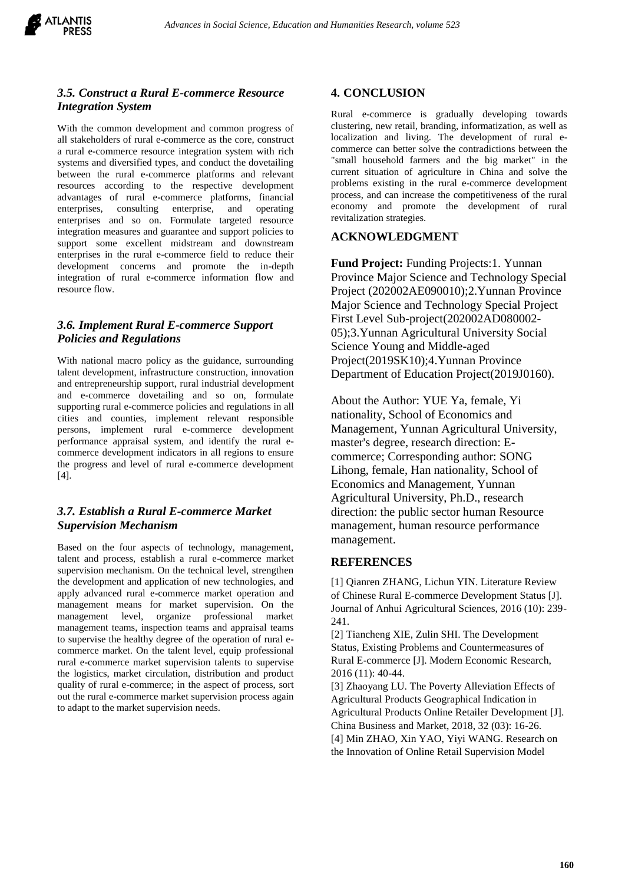### 3.5. Construct a Rural E-commerce Resource Integration System

With the common development and common progress of all stakeholders of rural e-commerce as the core, construct a rural e-commerce resource integration system with rich systems and diversified types, and conduct the dovetailing between the rural e-commerce platforms and relevant resources according to the respective development advantages of rural e-commerce platforms, financial enterprises, consulting enterprise, and operating enterprises and so on. Formulate targeted resource integration measures and guarantee and support policies to support some excellent midstream and downstream enterprises in the rural e-commerce field to reduce their development concerns and promote the in-depth integration of rural e-commerce information flow and resource flow.

### 3.6. Implement Rural E-commerce Support Policies and Regulations

With national macro policy as the guidance, surrounding talent development, infrastructure construction, innovation and entrepreneurship support, rural industrial development and e-commerce dovetailing and so on, formulate supporting rural e-commerce policies and regulations in all cities and counties, implement relevant responsible persons, implement rural e-commerce development performance appraisal system, and identify the rural e-commerce development indicators in all regions to ensure the progress and level of rural e-commerce development [4].

### 3.7. Establish a Rural E-commerce Market Supervision Mechanism

Based on the four aspects of technology, management, talent and process, establish a rural e-commerce market supervision mechanism. On the technical level, strengthen the development and application of new technologies, and apply advanced rural e-commerce market operation and management means for market supervision. On the management level, organize professional market management teams, inspection teams and appraisal teams to supervise the healthy degree of the operation of rural e-commerce market. On the talent level, equip professional rural e-commerce market supervision talents to supervise the logistics, market circulation, distribution and product quality of rural e-commerce; in the aspect of process, sort out the rural e-commerce market supervision process again to adapt to the market supervision needs.

## 4. CONCLUSION

Rural e-commerce is gradually developing towards clustering, new retail, branding, informatization, as well as localization and living. The development of rural e-commerce can better solve the contradictions between the "small household farmers and the big market" in the current situation of agriculture in China and solve the problems existing in the rural e-commerce development process, and can increase the competitiveness of the rural economy and promote the development of rural revitalization strategies.

## ACKNOWLEDGMENT

**Fund Project:** Funding Projects:1. Yunnan Province Major Science and Technology Special Project (202002AE090010);2.Yunnan Province Major Science and Technology Special Project First Level Sub-project(202002AD080002-05);3.Yunnan Agricultural University Social Science Young and Middle-aged Project(2019SK10);4.Yunnan Province Department of Education Project(2019J0160).

About the Author: YUE Ya, female, Yi nationality, School of Economics and Management, Yunnan Agricultural University, master's degree, research direction: E-commerce; Corresponding author: SONG Lihong, female, Han nationality, School of Economics and Management, Yunnan Agricultural University, Ph.D., research direction: the public sector human Resource management, human resource performance management.

## REFERENCES

[1] Qianren ZHANG, Lichun YIN. Literature Review of Chinese Rural E-commerce Development Status [J]. Journal of Anhui Agricultural Sciences, 2016 (10): 239-241.

[2] Tiancheng XIE, Zulin SHI. The Development Status, Existing Problems and Countermeasures of Rural E-commerce [J]. Modern Economic Research, 2016 (11): 40-44.

[3] Zhaoyang LU. The Poverty Alleviation Effects of Agricultural Products Geographical Indication in Agricultural Products Online Retailer Development [J]. China Business and Market, 2018, 32 (03): 16-26.

[4] Min ZHAO, Xin YAO, Yiyi WANG. Research on the Innovation of Online Retail Supervision Model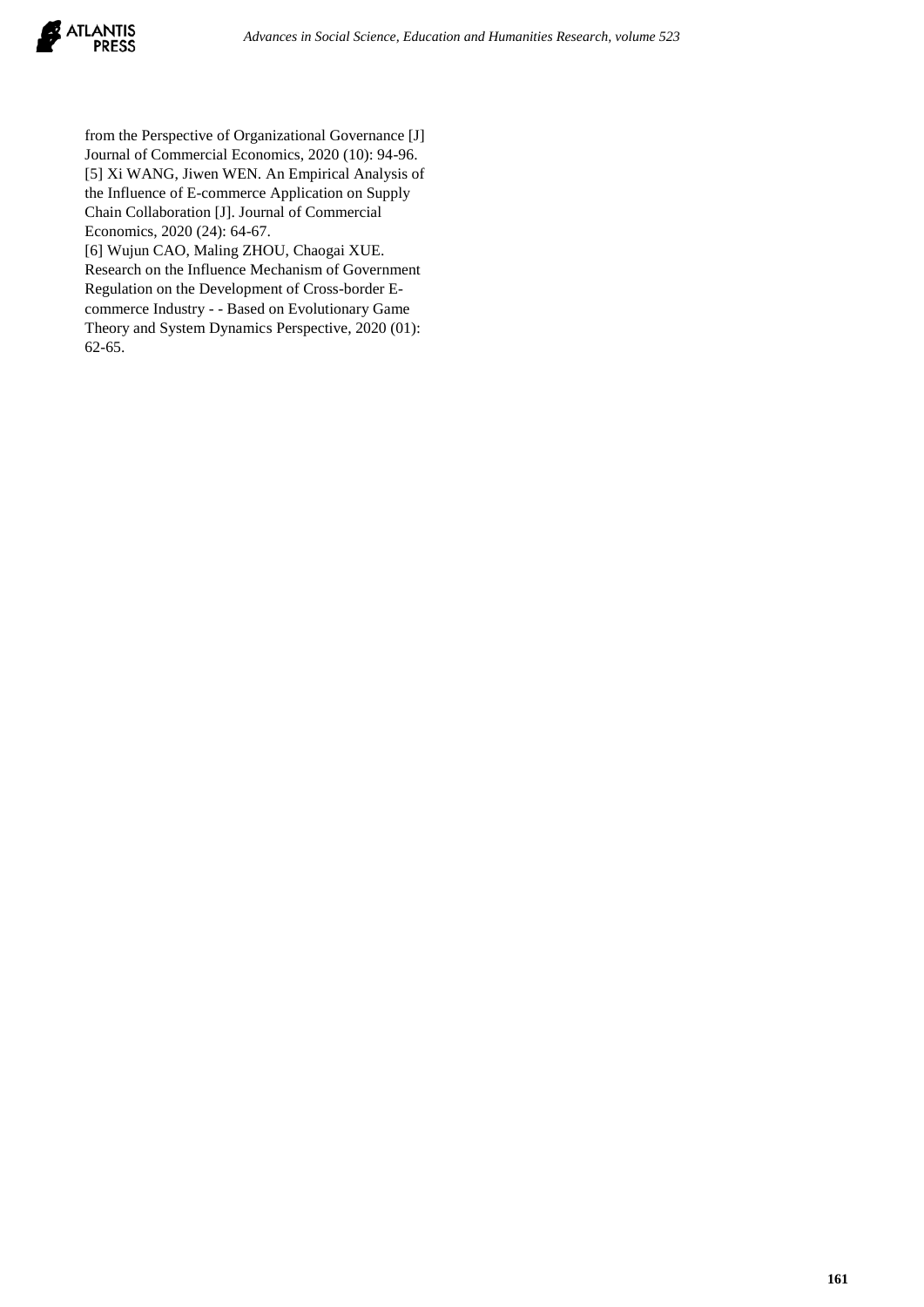from the Perspective of Organizational Governance [J] Journal of Commercial Economics, 2020 (10): 94-96.

[5] Xi WANG, Jiwen WEN. An Empirical Analysis of the Influence of E-commerce Application on Supply Chain Collaboration [J]. Journal of Commercial Economics, 2020 (24): 64-67.

[6] Wujun CAO, Maling ZHOU, Chaogai XUE. Research on the Influence Mechanism of Government Regulation on the Development of Cross-border E-commerce Industry - - Based on Evolutionary Game Theory and System Dynamics Perspective, 2020 (01): 62-65.